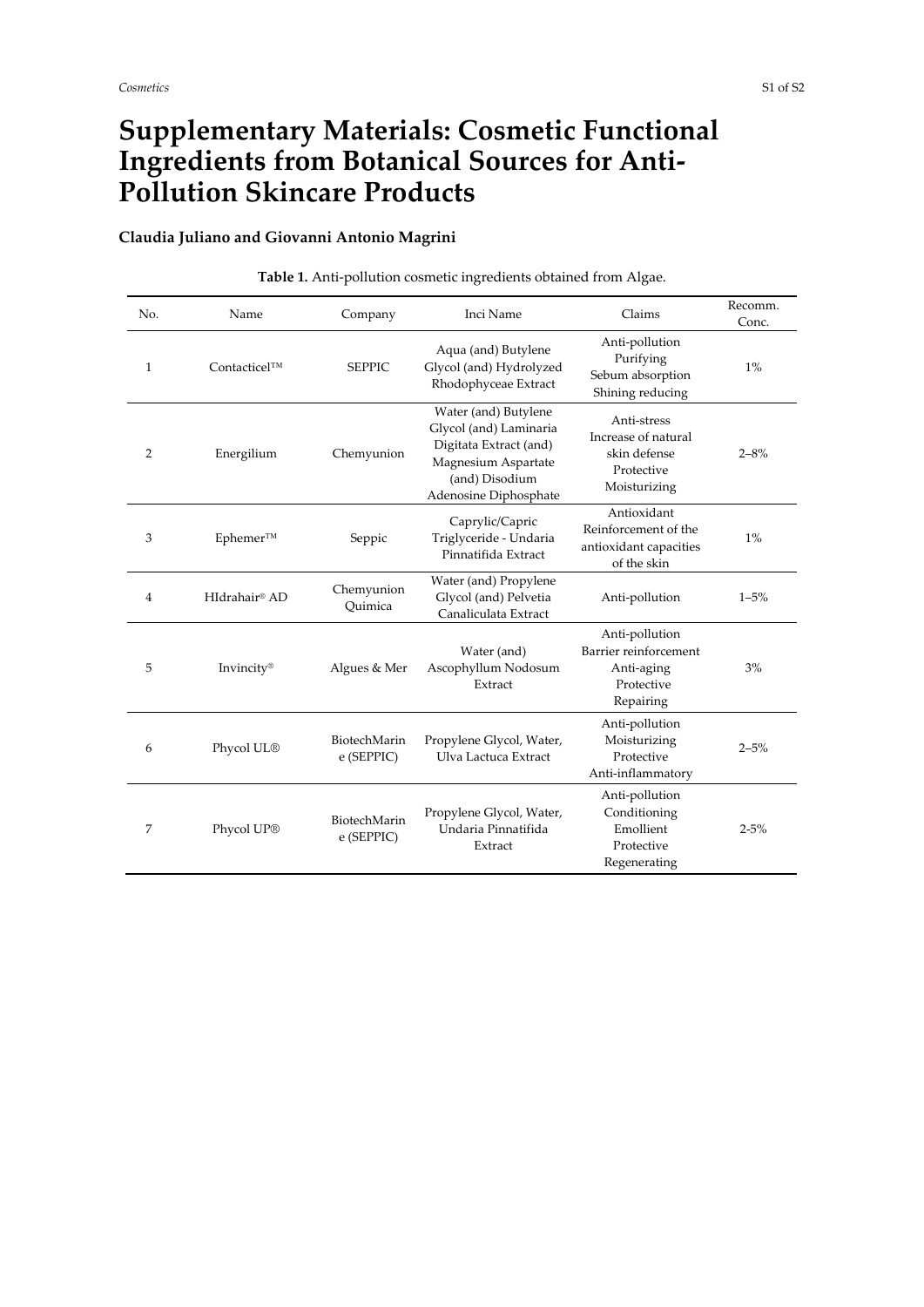# Supplementary Materials: Cosmetic Functional Ingredients from Botanical Sources for Anti-Pollution Skincare Products

**Claudia Juliano and Giovanni Antonio Magrini**

**Table 1.** Anti-pollution cosmetic ingredients obtained from Algae.

| No. | Name | Company | Inci Name | Claims | Recomm. Conc. |
|---|---|---|---|---|---|
| 1 | Contacticel™ | SEPPIC | Aqua (and) Butylene Glycol (and) Hydrolyzed Rhodophyceae Extract | Anti-pollution<br>Purifying<br>Sebum absorption<br>Shining reducing | 1% |
| 2 | Energilium | Chemyunion | Water (and) Butylene Glycol (and) Laminaria Digitata Extract (and) Magnesium Aspartate (and) Disodium Adenosine Diphosphate | Anti-stress<br>Increase of natural skin defense<br>Protective<br>Moisturizing | 2–8% |
| 3 | Ephemer™ | Seppic | Caprylic/Capric Triglyceride - Undaria Pinnatifida Extract | Antioxidant<br>Reinforcement of the antioxidant capacities of the skin | 1% |
| 4 | HIdrahair® AD | Chemyunion Quimica | Water (and) Propylene Glycol (and) Pelvetia Canaliculata Extract | Anti-pollution | 1–5% |
| 5 | Invincity® | Algues & Mer | Water (and) Ascophyllum Nodosum Extract | Anti-pollution<br>Barrier reinforcement<br>Anti-aging<br>Protective<br>Repairing | 3% |
| 6 | Phycol UL® | BiotechMarine (SEPPIC) | Propylene Glycol, Water, Ulva Lactuca Extract | Anti-pollution<br>Moisturizing<br>Protective<br>Anti-inflammatory | 2–5% |
| 7 | Phycol UP® | BiotechMarine (SEPPIC) | Propylene Glycol, Water, Undaria Pinnatifida Extract | Anti-pollution<br>Conditioning<br>Emollient<br>Protective<br>Regenerating | 2-5% |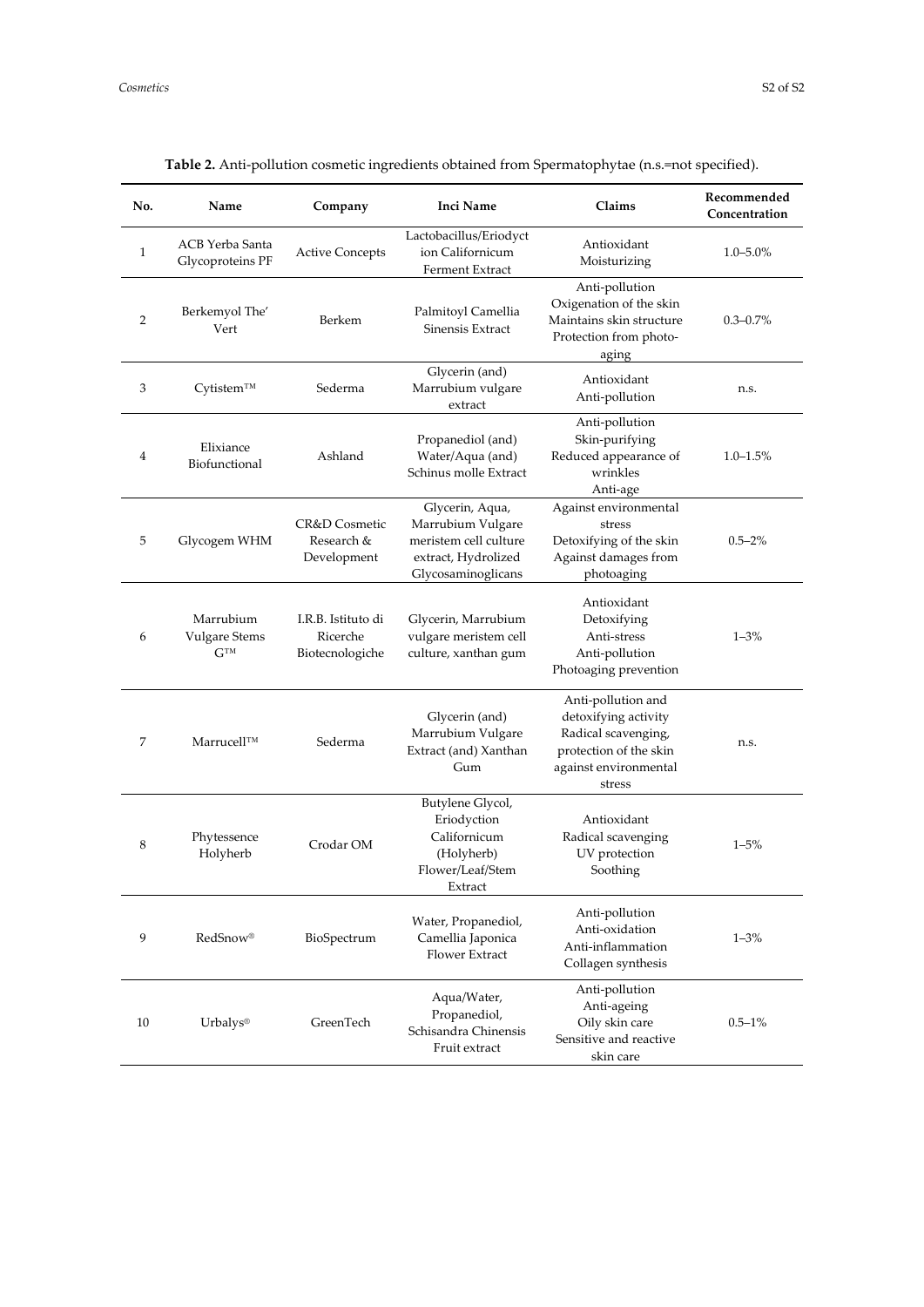**Table 2.** Anti-pollution cosmetic ingredients obtained from Spermatophytae (n.s.=not specified).

| No. | Name | Company | Inci Name | Claims | Recommended Concentration |
|---|---|---|---|---|---|
| 1 | ACB Yerba Santa Glycoproteins PF | Active Concepts | Lactobacillus/Eriodyction Californicum Ferment Extract | Antioxidant<br>Moisturizing | 1.0–5.0% |
| 2 | Berkemyol The' Vert | Berkem | Palmitoyl Camellia Sinensis Extract | Anti-pollution<br>Oxigenation of the skin<br>Maintains skin structure<br>Protection from photo-aging | 0.3–0.7% |
| 3 | Cytistem™ | Sederma | Glycerin (and) Marrubium vulgare extract | Antioxidant<br>Anti-pollution | n.s. |
| 4 | Elixiance Biofunctional | Ashland | Propanediol (and) Water/Aqua (and) Schinus molle Extract | Anti-pollution<br>Skin-purifying<br>Reduced appearance of wrinkles<br>Anti-age | 1.0–1.5% |
| 5 | Glycogem WHM | CR&D Cosmetic Research & Development | Glycerin, Aqua, Marrubium Vulgare meristem cell culture extract, Hydrolized Glycosaminoglicans | Against environmental stress<br>Detoxifying of the skin<br>Against damages from photoaging | 0.5–2% |
| 6 | Marrubium Vulgare Stems G™ | I.R.B. Istituto di Ricerche Biotecnologiche | Glycerin, Marrubium vulgare meristem cell culture, xanthan gum | Antioxidant<br>Detoxifying<br>Anti-stress<br>Anti-pollution<br>Photoaging prevention | 1–3% |
| 7 | Marrucell™ | Sederma | Glycerin (and) Marrubium Vulgare Extract (and) Xanthan Gum | Anti-pollution and detoxifying activity<br>Radical scavenging, protection of the skin against environmental stress | n.s. |
| 8 | Phytessence Holyherb | Crodar OM | Butylene Glycol, Eriodyction Californicum (Holyherb) Flower/Leaf/Stem Extract | Antioxidant<br>Radical scavenging<br>UV protection<br>Soothing | 1–5% |
| 9 | RedSnow® | BioSpectrum | Water, Propanediol, Camellia Japonica Flower Extract | Anti-pollution<br>Anti-oxidation<br>Anti-inflammation<br>Collagen synthesis | 1–3% |
| 10 | Urbalys® | GreenTech | Aqua/Water, Propanediol, Schisandra Chinensis Fruit extract | Anti-pollution<br>Anti-ageing<br>Oily skin care<br>Sensitive and reactive skin care | 0.5–1% |